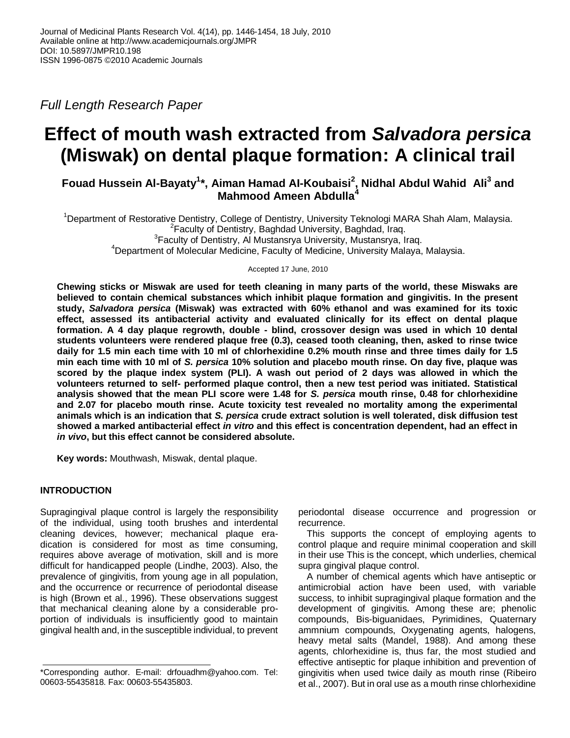Full Length Research Paper

# Effect of mouth wash extracted from *Salvadora persica* (Miswak) on dental plaque formation: A clinical trail

**Fouad Hussein Al-Bayaty[1]*, Aiman Hamad Al-Koubaisi[2], Nidhal Abdul Wahid Ali[3] and Mahmood Ameen Abdulla[4]**

[1]Department of Restorative Dentistry, College of Dentistry, University Teknologi MARA Shah Alam, Malaysia.
[2]Faculty of Dentistry, Baghdad University, Baghdad, Iraq.
[3]Faculty of Dentistry, Al Mustansrya University, Mustansrya, Iraq.
[4]Department of Molecular Medicine, Faculty of Medicine, University Malaya, Malaysia.

Accepted 17 June, 2010

**Chewing sticks or Miswak are used for teeth cleaning in many parts of the world, these Miswaks are believed to contain chemical substances which inhibit plaque formation and gingivitis. In the present study, *Salvadora persica* (Miswak) was extracted with 60% ethanol and was examined for its toxic effect, assessed its antibacterial activity and evaluated clinically for its effect on dental plaque formation. A 4 day plaque regrowth, double - blind, crossover design was used in which 10 dental students volunteers were rendered plaque free (0.3), ceased tooth cleaning, then, asked to rinse twice daily for 1.5 min each time with 10 ml of chlorhexidine 0.2% mouth rinse and three times daily for 1.5 min each time with 10 ml of *S. persica* 10% solution and placebo mouth rinse. On day five, plaque was scored by the plaque index system (PLI). A wash out period of 2 days was allowed in which the volunteers returned to self- performed plaque control, then a new test period was initiated. Statistical analysis showed that the mean PLI score were 1.48 for *S. persica* mouth rinse, 0.48 for chlorhexidine and 2.07 for placebo mouth rinse. Acute toxicity test revealed no mortality among the experimental animals which is an indication that *S. persica* crude extract solution is well tolerated, disk diffusion test showed a marked antibacterial effect *in vitro* and this effect is concentration dependent, had an effect in *in vivo*, but this effect cannot be considered absolute.**

**Key words:** Mouthwash, Miswak, dental plaque.

## INTRODUCTION

Supragingival plaque control is largely the responsibility of the individual, using tooth brushes and interdental cleaning devices, however; mechanical plaque eradication is considered for most as time consuming, requires above average of motivation, skill and is more difficult for handicapped people (Lindhe, 2003). Also, the prevalence of gingivitis, from young age in all population, and the occurrence or recurrence of periodontal disease is high (Brown et al., 1996). These observations suggest that mechanical cleaning alone by a considerable proportion of individuals is insufficiently good to maintain gingival health and, in the susceptible individual, to prevent periodontal disease occurrence and progression or recurrence.

This supports the concept of employing agents to control plaque and require minimal cooperation and skill in their use This is the concept, which underlies, chemical supra gingival plaque control.

A number of chemical agents which have antiseptic or antimicrobial action have been used, with variable success, to inhibit supragingival plaque formation and the development of gingivitis. Among these are; phenolic compounds, Bis-biguanidaes, Pyrimidines, Quaternary ammnium compounds, Oxygenating agents, halogens, heavy metal salts (Mandel, 1988). And among these agents, chlorhexidine is, thus far, the most studied and effective antiseptic for plaque inhibition and prevention of gingivitis when used twice daily as mouth rinse (Ribeiro et al., 2007). But in oral use as a mouth rinse chlorhexidine

*Corresponding author. E-mail: drfouadhm@yahoo.com. Tel: 00603-55435818. Fax: 00603-55435803.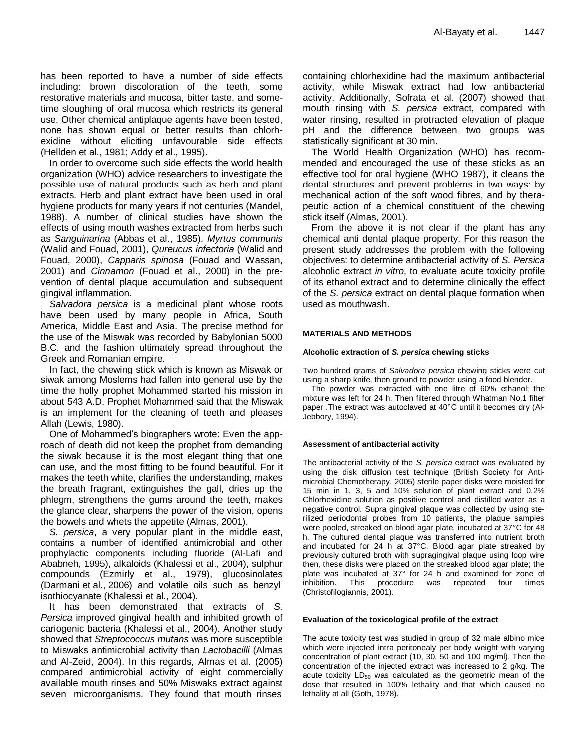has been reported to have a number of side effects including: brown discoloration of the teeth, some restorative materials and mucosa, bitter taste, and sometime sloughing of oral mucosa which restricts its general use. Other chemical antiplaque agents have been tested, none has shown equal or better results than chlorhexidine without eliciting unfavourable side effects (Hellden et al., 1981; Addy et al., 1995).

In order to overcome such side effects the world health organization (WHO) advice researchers to investigate the possible use of natural products such as herb and plant extracts. Herb and plant extract have been used in oral hygiene products for many years if not centuries (Mandel, 1988). A number of clinical studies have shown the effects of using mouth washes extracted from herbs such as *Sanguinarina* (Abbas et al., 1985), *Myrtus communis* (Walid and Fouad, 2001), *Qureucus infectoria* (Walid and Fouad, 2000), *Capparis spinosa* (Fouad and Wassan, 2001) and *Cinnamon* (Fouad et al., 2000) in the prevention of dental plaque accumulation and subsequent gingival inflammation.

*Salvadora persica* is a medicinal plant whose roots have been used by many people in Africa, South America, Middle East and Asia. The precise method for the use of the Miswak was recorded by Babylonian 5000 B.C. and the fashion ultimately spread throughout the Greek and Romanian empire.

In fact, the chewing stick which is known as Miswak or siwak among Moslems had fallen into general use by the time the holly prophet Mohammed started his mission in about 543 A.D. Prophet Mohammed said that the Miswak is an implement for the cleaning of teeth and pleases Allah (Lewis, 1980).

One of Mohammed's biographers wrote: Even the approach of death did not keep the prophet from demanding the siwak because it is the most elegant thing that one can use, and the most fitting to be found beautiful. For it makes the teeth white, clarifies the understanding, makes the breath fragrant, extinguishes the gall, dries up the phlegm, strengthens the gums around the teeth, makes the glance clear, sharpens the power of the vision, opens the bowels and whets the appetite (Almas, 2001).

*S. persica*, a very popular plant in the middle east, contains a number of identified antimicrobial and other prophylactic components including fluoride (Al-Lafi and Ababneh, 1995), alkaloids (Khalessi et al., 2004), sulphur compounds (Ezmirly et al., 1979), glucosinolates (Darmani et al., 2006) and volatile oils such as benzyl isothiocyanate (Khalessi et al., 2004).

It has been demonstrated that extracts of *S. Persica* improved gingival health and inhibited growth of cariogenic bacteria (Khalessi et al., 2004). Another study showed that *Streptococcus mutans* was more susceptible to Miswaks antimicrobial activity than *Lactobacilli* (Almas and Al-Zeid, 2004). In this regards, Almas et al. (2005) compared antimicrobial activity of eight commercially available mouth rinses and 50% Miswaks extract against seven microorganisms. They found that mouth rinses containing chlorhexidine had the maximum antibacterial activity, while Miswak extract had low antibacterial activity. Additionally, Sofrata et al. (2007) showed that mouth rinsing with *S. persica* extract, compared with water rinsing, resulted in protracted elevation of plaque pH and the difference between two groups was statistically significant at 30 min.

The World Health Organization (WHO) has recommended and encouraged the use of these sticks as an effective tool for oral hygiene (WHO 1987), it cleans the dental structures and prevent problems in two ways: by mechanical action of the soft wood fibres, and by therapeutic action of a chemical constituent of the chewing stick itself (Almas, 2001).

From the above it is not clear if the plant has any chemical anti dental plaque property. For this reason the present study addresses the problem with the following objectives: to determine antibacterial activity of *S. Persica* alcoholic extract *in vitro*, to evaluate acute toxicity profile of its ethanol extract and to determine clinically the effect of the *S. persica* extract on dental plaque formation when used as mouthwash.

## MATERIALS AND METHODS

### Alcoholic extraction of *S. persica* chewing sticks

Two hundred grams of *Salvadora persica* chewing sticks were cut using a sharp knife, then ground to powder using a food blender.

The powder was extracted with one litre of 60% ethanol; the mixture was left for 24 h. Then filtered through Whatman No.1 filter paper .The extract was autoclaved at 40°C until it becomes dry (Al-Jebbory, 1994).

### Assessment of antibacterial activity

The antibacterial activity of the *S. persica* extract was evaluated by using the disk diffusion test technique (British Society for Antimicrobial Chemotherapy, 2005) sterile paper disks were moisted for 15 min in 1, 3, 5 and 10% solution of plant extract and 0.2% Chlorhexidine solution as positive control and distilled water as a negative control. Supra gingival plaque was collected by using sterilized periodontal probes from 10 patients, the plaque samples were pooled, streaked on blood agar plate, incubated at 37°C for 48 h. The cultured dental plaque was transferred into nutrient broth and incubated for 24 h at 37°C. Blood agar plate streaked by previously cultured broth with supragingival plaque using loop wire then, these disks were placed on the streaked blood agar plate; the plate was incubated at 37° for 24 h and examined for zone of inhibition. This procedure was repeated four times (Christofilogiannis, 2001).

### Evaluation of the toxicological profile of the extract

The acute toxicity test was studied in group of 32 male albino mice which were injected intra peritonealy per body weight with varying concentration of plant extract (10, 30, 50 and 100 mg/ml). Then the concentration of the injected extract was increased to 2 g/kg. The acute toxicity $LD_{50}$ was calculated as the geometric mean of the dose that resulted in 100% lethality and that which caused no lethality at all (Goth, 1978).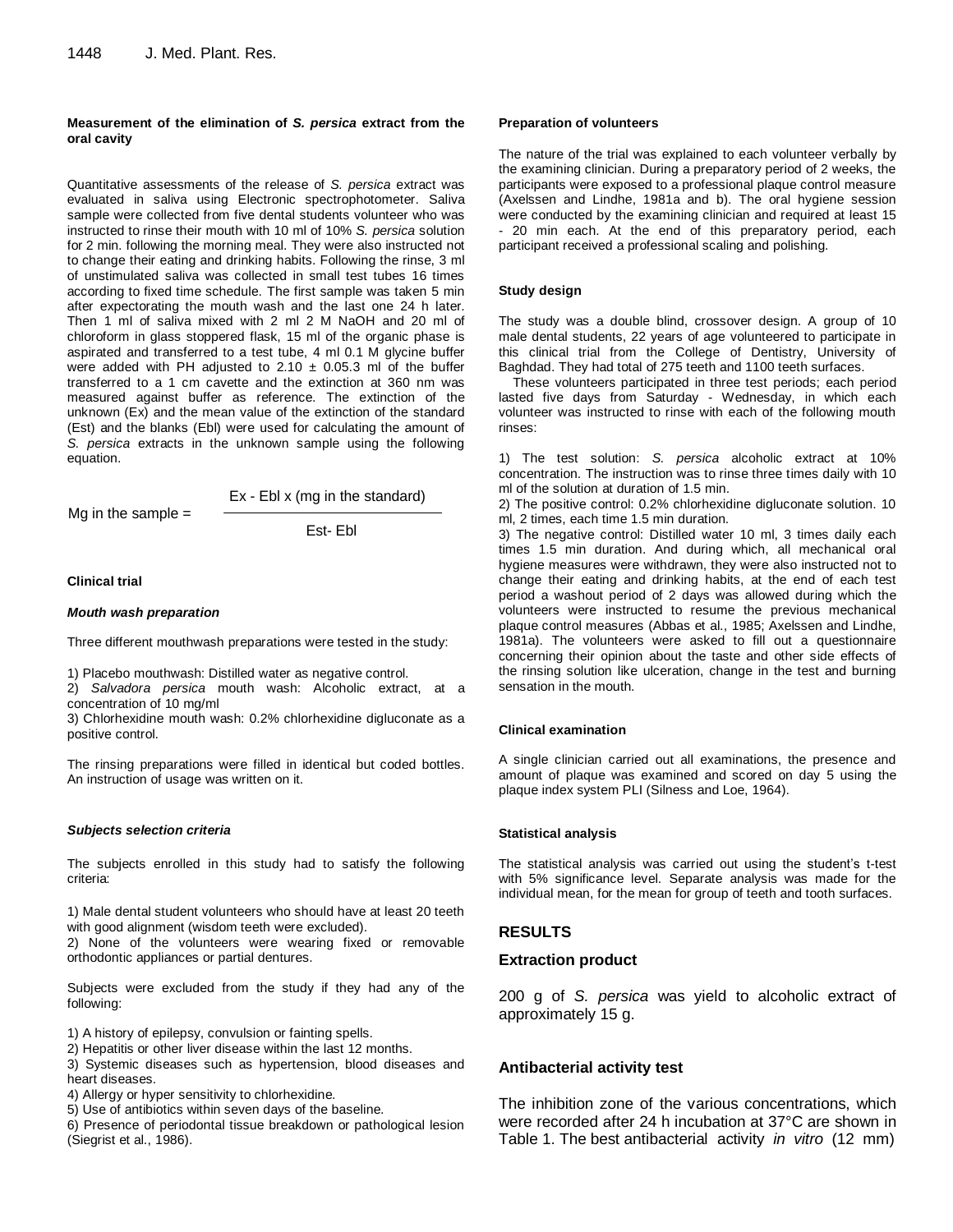### Measurement of the elimination of *S. persica* extract from the oral cavity

Quantitative assessments of the release of *S. persica* extract was evaluated in saliva using Electronic spectrophotometer. Saliva sample were collected from five dental students volunteer who was instructed to rinse their mouth with 10 ml of 10% *S. persica* solution for 2 min. following the morning meal. They were also instructed not to change their eating and drinking habits. Following the rinse, 3 ml of unstimulated saliva was collected in small test tubes 16 times according to fixed time schedule. The first sample was taken 5 min after expectorating the mouth wash and the last one 24 h later. Then 1 ml of saliva mixed with 2 ml 2 M NaOH and 20 ml of chloroform in glass stoppered flask, 15 ml of the organic phase is aspirated and transferred to a test tube, 4 ml 0.1 M glycine buffer were added with PH adjusted to 2.10 ± 0.05.3 ml of the buffer transferred to a 1 cm cavette and the extinction at 360 nm was measured against buffer as reference. The extinction of the unknown (Ex) and the mean value of the extinction of the standard (Est) and the blanks (Ebl) were used for calculating the amount of *S. persica* extracts in the unknown sample using the following equation.

$$\text{Mg in the sample} = \frac{\text{Ex - Ebl x (mg in the standard)}}{\text{Est- Ebl}}$$

### Clinical trial

#### *Mouth wash preparation*

Three different mouthwash preparations were tested in the study:

1) Placebo mouthwash: Distilled water as negative control.
2) *Salvadora persica* mouth wash: Alcoholic extract, at a concentration of 10 mg/ml
3) Chlorhexidine mouth wash: 0.2% chlorhexidine digluconate as a positive control.

The rinsing preparations were filled in identical but coded bottles. An instruction of usage was written on it.

#### *Subjects selection criteria*

The subjects enrolled in this study had to satisfy the following criteria:

1) Male dental student volunteers who should have at least 20 teeth with good alignment (wisdom teeth were excluded).
2) None of the volunteers were wearing fixed or removable orthodontic appliances or partial dentures.

Subjects were excluded from the study if they had any of the following:

1) A history of epilepsy, convulsion or fainting spells.
2) Hepatitis or other liver disease within the last 12 months.
3) Systemic diseases such as hypertension, blood diseases and heart diseases.
4) Allergy or hyper sensitivity to chlorhexidine.
5) Use of antibiotics within seven days of the baseline.
6) Presence of periodontal tissue breakdown or pathological lesion (Siegrist et al., 1986).

### Preparation of volunteers

The nature of the trial was explained to each volunteer verbally by the examining clinician. During a preparatory period of 2 weeks, the participants were exposed to a professional plaque control measure (Axelssen and Lindhe, 1981a and b). The oral hygiene session were conducted by the examining clinician and required at least 15 - 20 min each. At the end of this preparatory period, each participant received a professional scaling and polishing.

### Study design

The study was a double blind, crossover design. A group of 10 male dental students, 22 years of age volunteered to participate in this clinical trial from the College of Dentistry, University of Baghdad. They had total of 275 teeth and 1100 teeth surfaces.

These volunteers participated in three test periods; each period lasted five days from Saturday - Wednesday, in which each volunteer was instructed to rinse with each of the following mouth rinses:

1) The test solution: *S. persica* alcoholic extract at 10% concentration. The instruction was to rinse three times daily with 10 ml of the solution at duration of 1.5 min.
2) The positive control: 0.2% chlorhexidine digluconate solution. 10 ml, 2 times, each time 1.5 min duration.
3) The negative control: Distilled water 10 ml, 3 times daily each times 1.5 min duration. And during which, all mechanical oral hygiene measures were withdrawn, they were also instructed not to change their eating and drinking habits, at the end of each test period a washout period of 2 days was allowed during which the volunteers were instructed to resume the previous mechanical plaque control measures (Abbas et al., 1985; Axelssen and Lindhe, 1981a). The volunteers were asked to fill out a questionnaire concerning their opinion about the taste and other side effects of the rinsing solution like ulceration, change in the test and burning sensation in the mouth.

### Clinical examination

A single clinician carried out all examinations, the presence and amount of plaque was examined and scored on day 5 using the plaque index system PLI (Silness and Loe, 1964).

### Statistical analysis

The statistical analysis was carried out using the student's t-test with 5% significance level. Separate analysis was made for the individual mean, for the mean for group of teeth and tooth surfaces.

## RESULTS

### Extraction product

200 g of *S. persica* was yield to alcoholic extract of approximately 15 g.

### Antibacterial activity test

The inhibition zone of the various concentrations, which were recorded after 24 h incubation at 37°C are shown in Table 1. The best antibacterial activity *in vitro* (12 mm)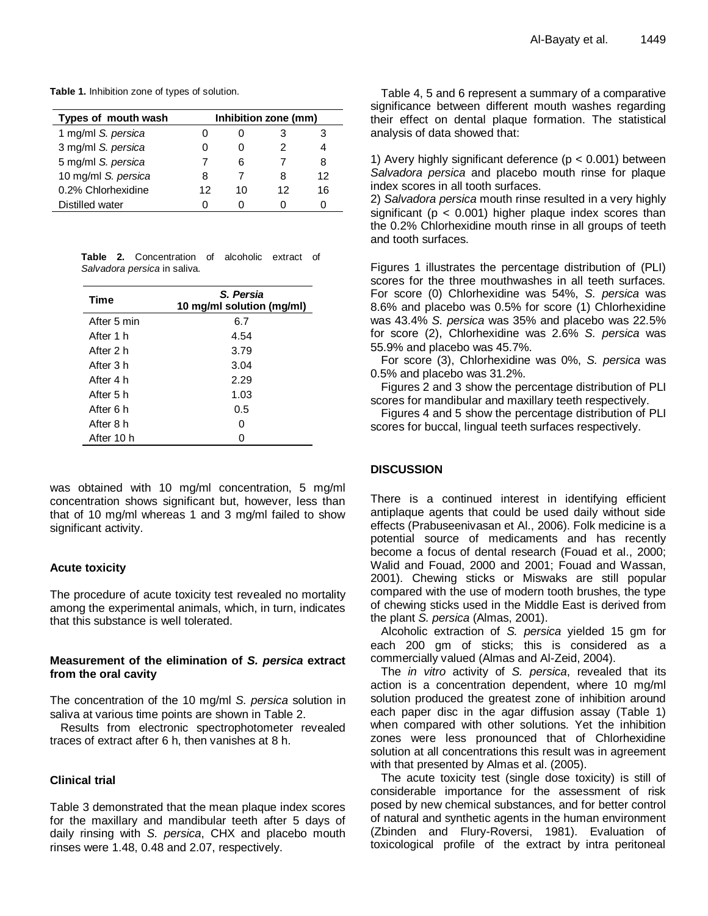**Table 1.** Inhibition zone of types of solution.

| Types of mouth wash | Inhibition zone (mm) | | | |
|---|---|---|---|---|
| 1 mg/ml *S. persica* | 0 | 0 | 3 | 3 |
| 3 mg/ml *S. persica* | 0 | 0 | 2 | 4 |
| 5 mg/ml *S. persica* | 7 | 6 | 7 | 8 |
| 10 mg/ml *S. persica* | 8 | 7 | 8 | 12 |
| 0.2% Chlorhexidine | 12 | 10 | 12 | 16 |
| Distilled water | 0 | 0 | 0 | 0 |

**Table 2.** Concentration of alcoholic extract of *Salvadora persica* in saliva.

| Time | *S. Persia* 10 mg/ml solution (mg/ml) |
|---|---|
| After 5 min | 6.7 |
| After 1 h | 4.54 |
| After 2 h | 3.79 |
| After 3 h | 3.04 |
| After 4 h | 2.29 |
| After 5 h | 1.03 |
| After 6 h | 0.5 |
| After 8 h | 0 |
| After 10 h | 0 |

was obtained with 10 mg/ml concentration, 5 mg/ml concentration shows significant but, however, less than that of 10 mg/ml whereas 1 and 3 mg/ml failed to show significant activity.

### Acute toxicity

The procedure of acute toxicity test revealed no mortality among the experimental animals, which, in turn, indicates that this substance is well tolerated.

### Measurement of the elimination of *S. persica* extract from the oral cavity

The concentration of the 10 mg/ml *S. persica* solution in saliva at various time points are shown in Table 2.

Results from electronic spectrophotometer revealed traces of extract after 6 h, then vanishes at 8 h.

### Clinical trial

Table 3 demonstrated that the mean plaque index scores for the maxillary and mandibular teeth after 5 days of daily rinsing with *S. persica*, CHX and placebo mouth rinses were 1.48, 0.48 and 2.07, respectively.

Table 4, 5 and 6 represent a summary of a comparative significance between different mouth washes regarding their effect on dental plaque formation. The statistical analysis of data showed that:

1) Avery highly significant deference ($p < 0.001$) between *Salvadora persica* and placebo mouth rinse for plaque index scores in all tooth surfaces.
2) *Salvadora persica* mouth rinse resulted in a very highly significant ($p < 0.001$) higher plaque index scores than the 0.2% Chlorhexidine mouth rinse in all groups of teeth and tooth surfaces.

Figures 1 illustrates the percentage distribution of (PLI) scores for the three mouthwashes in all teeth surfaces. For score (0) Chlorhexidine was 54%, *S. persica* was 8.6% and placebo was 0.5% for score (1) Chlorhexidine was 43.4% *S. persica* was 35% and placebo was 22.5% for score (2), Chlorhexidine was 2.6% *S. persica* was 55.9% and placebo was 45.7%.

For score (3), Chlorhexidine was 0%, *S. persica* was 0.5% and placebo was 31.2%.

Figures 2 and 3 show the percentage distribution of PLI scores for mandibular and maxillary teeth respectively.

Figures 4 and 5 show the percentage distribution of PLI scores for buccal, lingual teeth surfaces respectively.

## DISCUSSION

There is a continued interest in identifying efficient antiplaque agents that could be used daily without side effects (Prabuseenivasan et Al., 2006). Folk medicine is a potential source of medicaments and has recently become a focus of dental research (Fouad et al., 2000; Walid and Fouad, 2000 and 2001; Fouad and Wassan, 2001). Chewing sticks or Miswaks are still popular compared with the use of modern tooth brushes, the type of chewing sticks used in the Middle East is derived from the plant *S. persica* (Almas, 2001).

Alcoholic extraction of *S. persica* yielded 15 gm for each 200 gm of sticks; this is considered as a commercially valued (Almas and Al-Zeid, 2004).

The *in vitro* activity of *S. persica*, revealed that its action is a concentration dependent, where 10 mg/ml solution produced the greatest zone of inhibition around each paper disc in the agar diffusion assay (Table 1) when compared with other solutions. Yet the inhibition zones were less pronounced that of Chlorhexidine solution at all concentrations this result was in agreement with that presented by Almas et al. (2005).

The acute toxicity test (single dose toxicity) is still of considerable importance for the assessment of risk posed by new chemical substances, and for better control of natural and synthetic agents in the human environment (Zbinden and Flury-Roversi, 1981). Evaluation of toxicological profile of the extract by intra peritoneal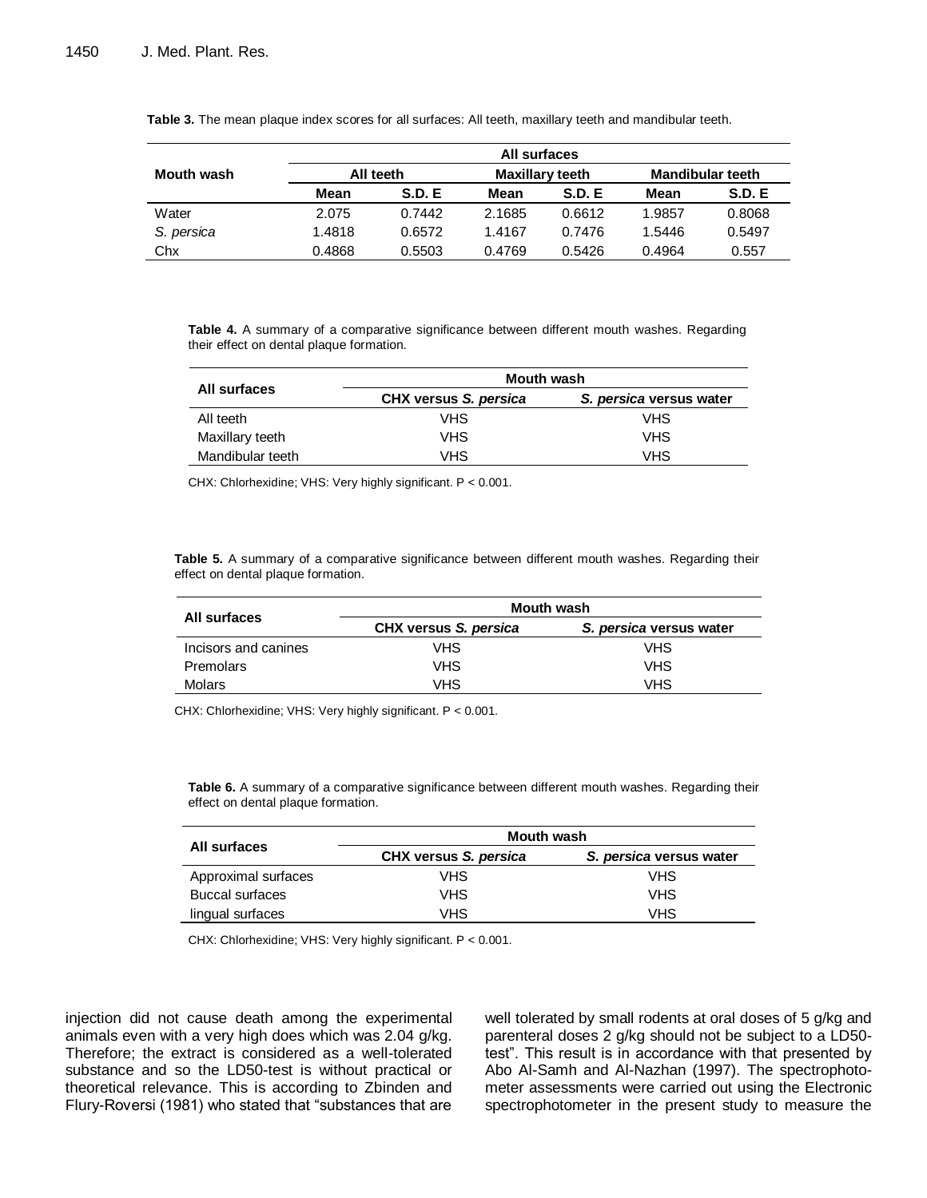**Table 3.** The mean plaque index scores for all surfaces: All teeth, maxillary teeth and mandibular teeth.

| Mouth wash | All surfaces | | | | | |
|---|---|---|---|---|---|---|
| | All teeth | | Maxillary teeth | | Mandibular teeth | |
| | Mean | S.D. E | Mean | S.D. E | Mean | S.D. E |
| Water | 2.075 | 0.7442 | 2.1685 | 0.6612 | 1.9857 | 0.8068 |
| *S. persica* | 1.4818 | 0.6572 | 1.4167 | 0.7476 | 1.5446 | 0.5497 |
| Chx | 0.4868 | 0.5503 | 0.4769 | 0.5426 | 0.4964 | 0.557 |

**Table 4.** A summary of a comparative significance between different mouth washes. Regarding their effect on dental plaque formation.

| All surfaces | Mouth wash | |
|---|---|---|
| | CHX versus *S. persica* | *S. persica* versus water |
| All teeth | VHS | VHS |
| Maxillary teeth | VHS | VHS |
| Mandibular teeth | VHS | VHS |

CHX: Chlorhexidine; VHS: Very highly significant. P < 0.001.

**Table 5.** A summary of a comparative significance between different mouth washes. Regarding their effect on dental plaque formation.

| All surfaces | Mouth wash | |
|---|---|---|
| | CHX versus *S. persica* | *S. persica* versus water |
| Incisors and canines | VHS | VHS |
| Premolars | VHS | VHS |
| Molars | VHS | VHS |

CHX: Chlorhexidine; VHS: Very highly significant. P < 0.001.

**Table 6.** A summary of a comparative significance between different mouth washes. Regarding their effect on dental plaque formation.

| All surfaces | Mouth wash | |
|---|---|---|
| | CHX versus *S. persica* | *S. persica* versus water |
| Approximal surfaces | VHS | VHS |
| Buccal surfaces | VHS | VHS |
| lingual surfaces | VHS | VHS |

CHX: Chlorhexidine; VHS: Very highly significant. P < 0.001.

injection did not cause death among the experimental animals even with a very high does which was 2.04 g/kg. Therefore; the extract is considered as a well-tolerated substance and so the LD50-test is without practical or theoretical relevance. This is according to Zbinden and Flury-Roversi (1981) who stated that "substances that are well tolerated by small rodents at oral doses of 5 g/kg and parenteral doses 2 g/kg should not be subject to a LD50-test". This result is in accordance with that presented by Abo Al-Samh and Al-Nazhan (1997). The spectrophotometer assessments were carried out using the Electronic spectrophotometer in the present study to measure the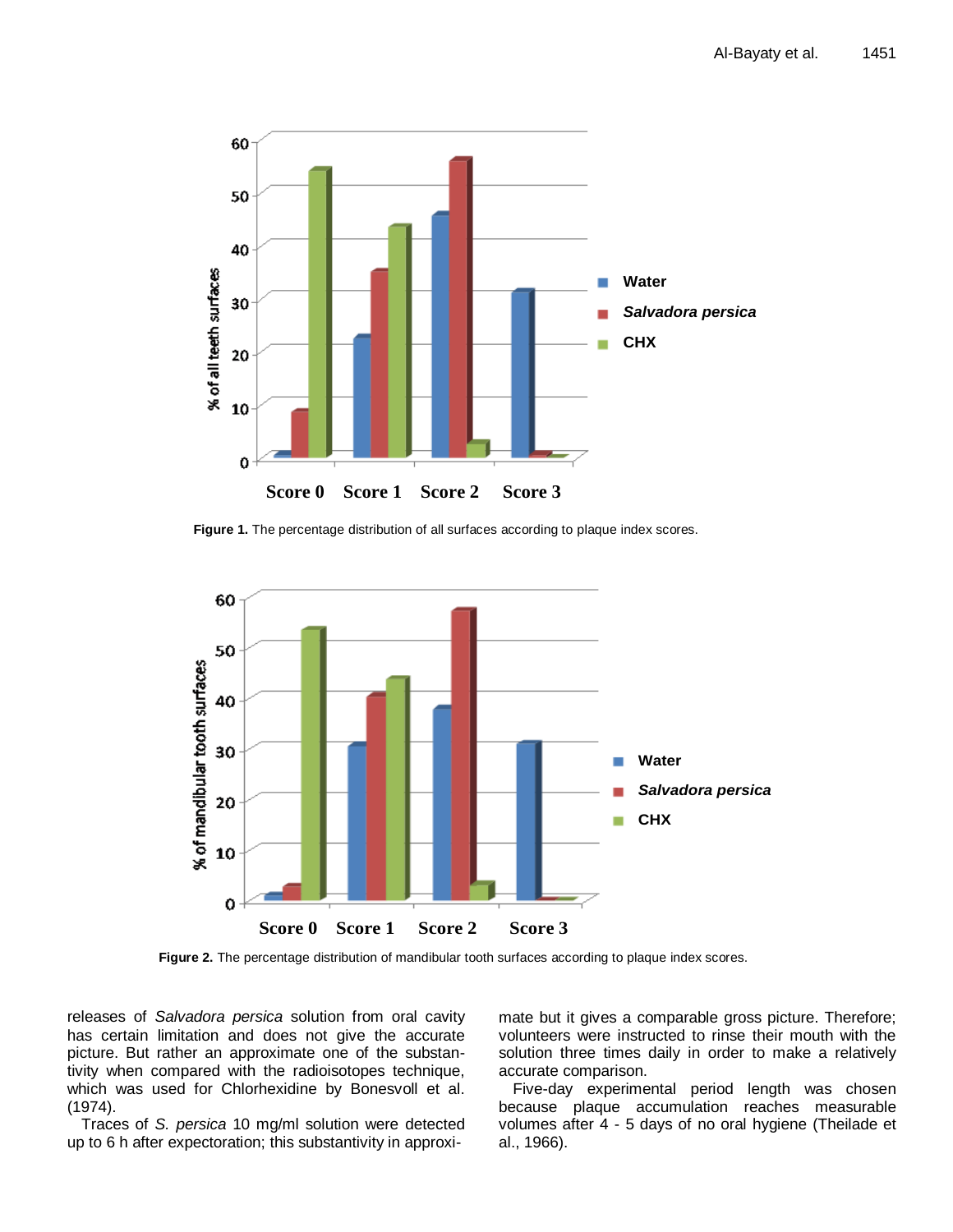**Figure 1.** The percentage distribution of all surfaces according to plaque index scores.

**Figure 2.** The percentage distribution of mandibular tooth surfaces according to plaque index scores.

releases of *Salvadora persica* solution from oral cavity has certain limitation and does not give the accurate picture. But rather an approximate one of the substantivity when compared with the radioisotopes technique, which was used for Chlorhexidine by Bonesvoll et al. (1974).

Traces of *S. persica* 10 mg/ml solution were detected up to 6 h after expectoration; this substantivity in approximate but it gives a comparable gross picture. Therefore; volunteers were instructed to rinse their mouth with the solution three times daily in order to make a relatively accurate comparison.

Five-day experimental period length was chosen because plaque accumulation reaches measurable volumes after 4 - 5 days of no oral hygiene (Theilade et al., 1966).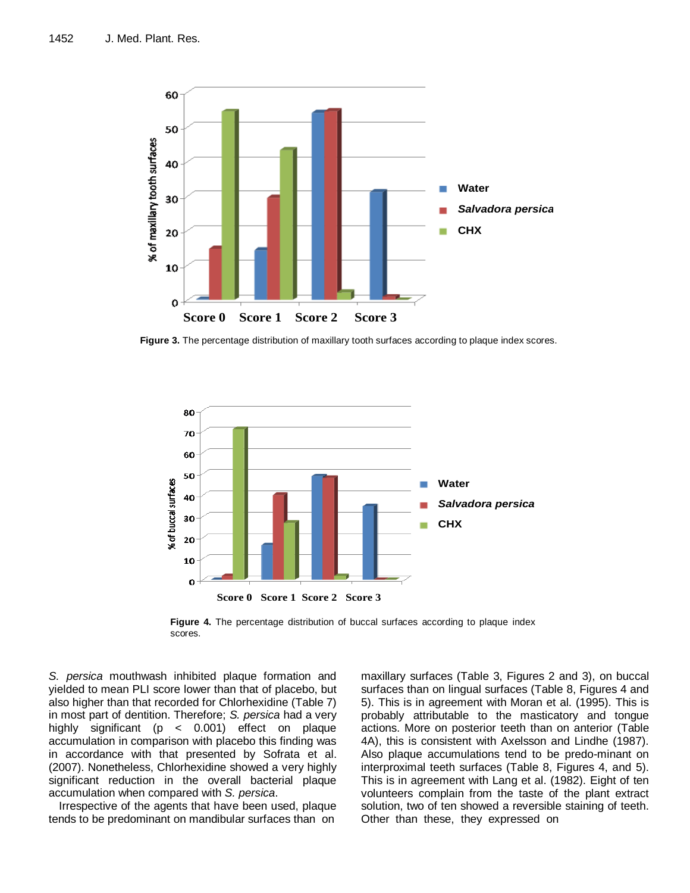**Figure 3.** The percentage distribution of maxillary tooth surfaces according to plaque index scores.

**Figure 4.** The percentage distribution of buccal surfaces according to plaque index scores.

*S. persica* mouthwash inhibited plaque formation and yielded to mean PLI score lower than that of placebo, but also higher than that recorded for Chlorhexidine (Table 7) in most part of dentition. Therefore; *S. persica* had a very highly significant ($p < 0.001$) effect on plaque accumulation in comparison with placebo this finding was in accordance with that presented by Sofrata et al. (2007). Nonetheless, Chlorhexidine showed a very highly significant reduction in the overall bacterial plaque accumulation when compared with *S. persica*.

Irrespective of the agents that have been used, plaque tends to be predominant on mandibular surfaces than on maxillary surfaces (Table 3, Figures 2 and 3), on buccal surfaces than on lingual surfaces (Table 8, Figures 4 and 5). This is in agreement with Moran et al. (1995). This is probably attributable to the masticatory and tongue actions. More on posterior teeth than on anterior (Table 4A), this is consistent with Axelsson and Lindhe (1987). Also plaque accumulations tend to be predo-minant on interproximal teeth surfaces (Table 8, Figures 4, and 5). This is in agreement with Lang et al. (1982). Eight of ten volunteers complain from the taste of the plant extract solution, two of ten showed a reversible staining of teeth. Other than these, they expressed on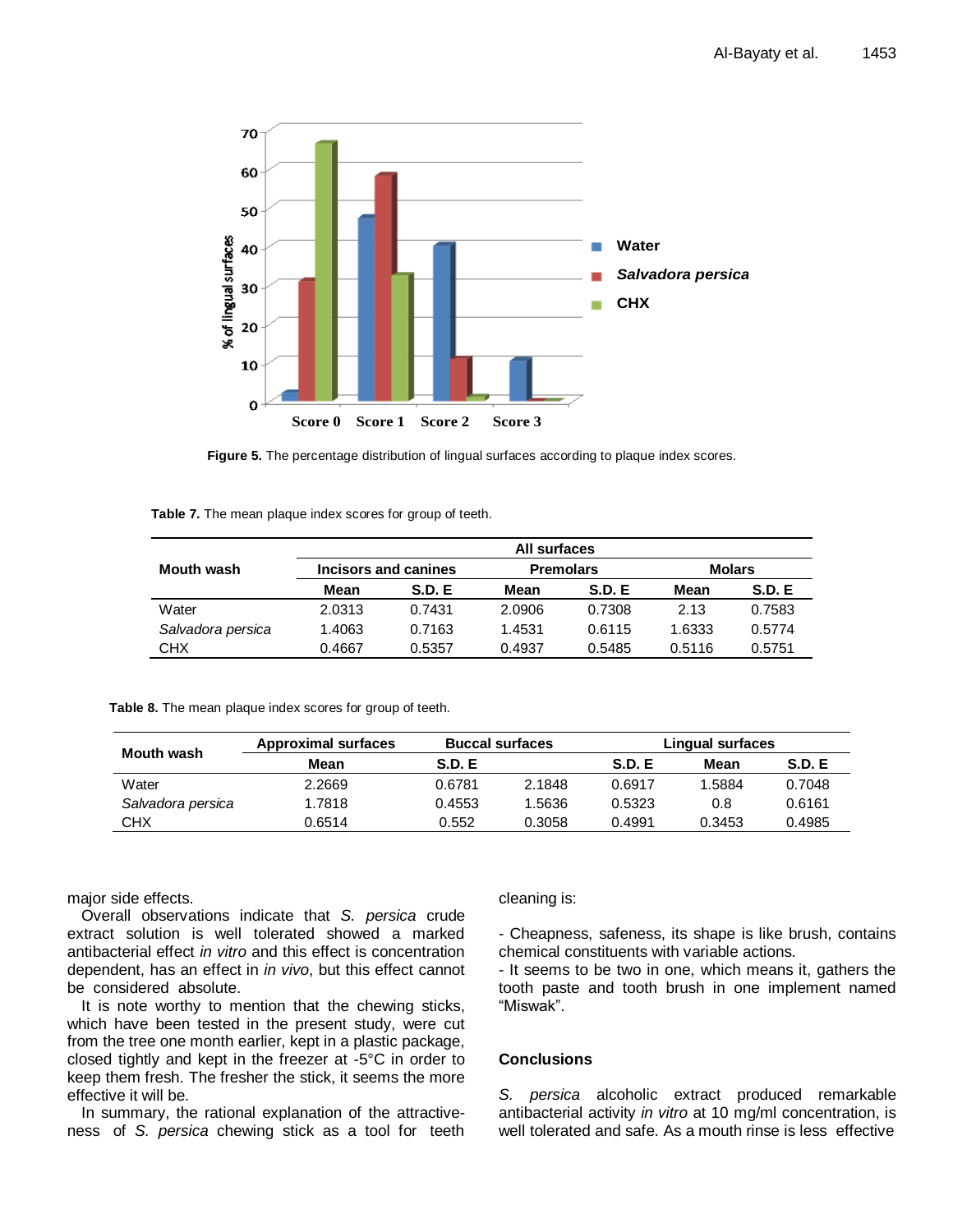Figure 5. The percentage distribution of lingual surfaces according to plaque index scores.

**Table 7.** The mean plaque index scores for group of teeth.

| Mouth wash | All surfaces | | | | | |
|---|---|---|---|---|---|---|
| | Incisors and canines | | Premolars | | Molars | |
| | Mean | S.D. E | Mean | S.D. E | Mean | S.D. E |
| Water | 2.0313 | 0.7431 | 2.0906 | 0.7308 | 2.13 | 0.7583 |
| *Salvadora persica* | 1.4063 | 0.7163 | 1.4531 | 0.6115 | 1.6333 | 0.5774 |
| CHX | 0.4667 | 0.5357 | 0.4937 | 0.5485 | 0.5116 | 0.5751 |

**Table 8.** The mean plaque index scores for group of teeth.

| Mouth wash | Approximal surfaces | Buccal surfaces | | | Lingual surfaces | |
|---|---|---|---|---|---|---|
| | Mean | S.D. E | | S.D. E | Mean | S.D. E |
| Water | 2.2669 | 0.6781 | 2.1848 | 0.6917 | 1.5884 | 0.7048 |
| *Salvadora persica* | 1.7818 | 0.4553 | 1.5636 | 0.5323 | 0.8 | 0.6161 |
| CHX | 0.6514 | 0.552 | 0.3058 | 0.4991 | 0.3453 | 0.4985 |

major side effects.

Overall observations indicate that *S. persica* crude extract solution is well tolerated showed a marked antibacterial effect *in vitro* and this effect is concentration dependent, has an effect in *in vivo*, but this effect cannot be considered absolute.

It is note worthy to mention that the chewing sticks, which have been tested in the present study, were cut from the tree one month earlier, kept in a plastic package, closed tightly and kept in the freezer at -5°C in order to keep them fresh. The fresher the stick, it seems the more effective it will be.

In summary, the rational explanation of the attractiveness of *S. persica* chewing stick as a tool for teeth cleaning is:

- Cheapness, safeness, its shape is like brush, contains chemical constituents with variable actions.
- It seems to be two in one, which means it, gathers the tooth paste and tooth brush in one implement named "Miswak".

## Conclusions

*S. persica* alcoholic extract produced remarkable antibacterial activity *in vitro* at 10 mg/ml concentration, is well tolerated and safe. As a mouth rinse is less effective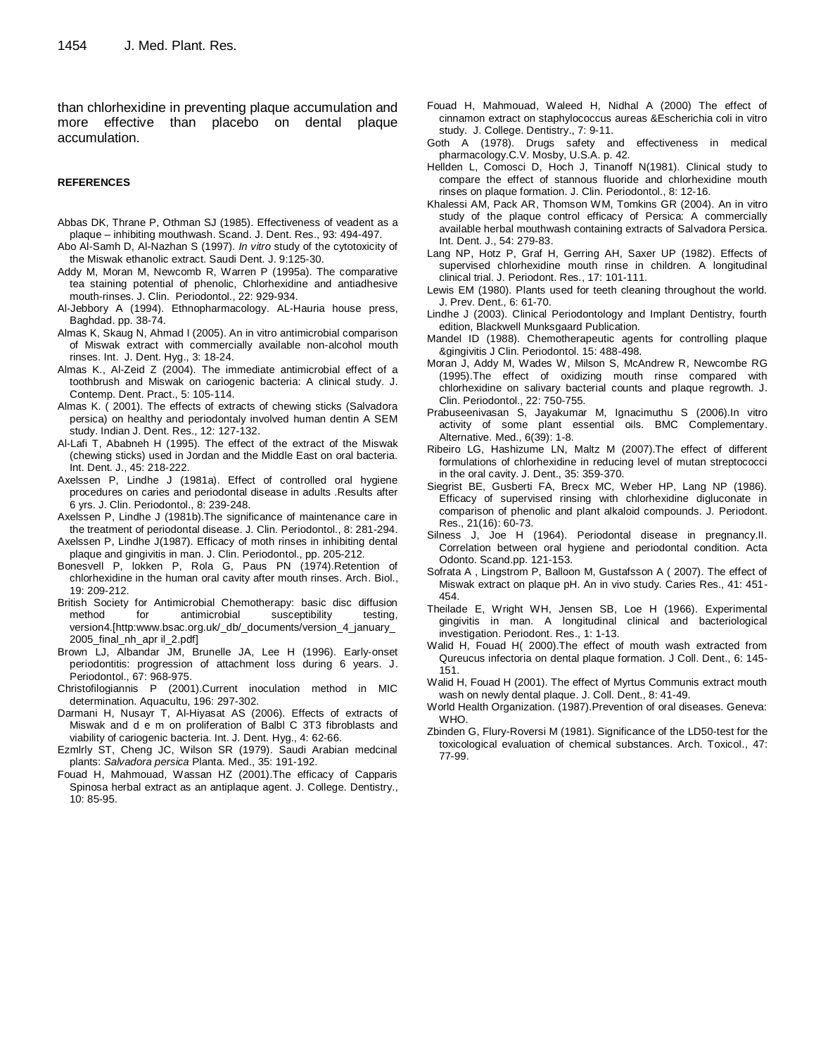than chlorhexidine in preventing plaque accumulation and more effective than placebo on dental plaque accumulation.

**REFERENCES**

Abbas DK, Thrane P, Othman SJ (1985). Effectiveness of veadent as a plaque – inhibiting mouthwash. Scand. J. Dent. Res., 93: 494-497.

Abo Al-Samh D, Al-Nazhan S (1997). *In vitro* study of the cytotoxicity of the Miswak ethanolic extract. Saudi Dent. J. 9:125-30.

Addy M, Moran M, Newcomb R, Warren P (1995a). The comparative tea staining potential of phenolic, Chlorhexidine and antiadhesive mouth-rinses. J. Clin. Periodontol., 22: 929-934.

Al-Jebbory A (1994). Ethnopharmacology. AL-Hauria house press, Baghdad. pp. 38-74.

Almas K, Skaug N, Ahmad I (2005). An in vitro antimicrobial comparison of Miswak extract with commercially available non-alcohol mouth rinses. Int. J. Dent. Hyg., 3: 18-24.

Almas K., Al-Zeid Z (2004). The immediate antimicrobial effect of a toothbrush and Miswak on cariogenic bacteria: A clinical study. J. Contemp. Dent. Pract., 5: 105-114.

Almas K. ( 2001). The effects of extracts of chewing sticks (Salvadora persica) on healthy and periodontaly involved human dentin A SEM study. Indian J. Dent. Res., 12: 127-132.

Al-Lafi T, Ababneh H (1995). The effect of the extract of the Miswak (chewing sticks) used in Jordan and the Middle East on oral bacteria. Int. Dent. J., 45: 218-222.

Axelssen P, Lindhe J (1981a). Effect of controlled oral hygiene procedures on caries and periodontal disease in adults .Results after 6 yrs. J. Clin. Periodontol., 8: 239-248.

Axelssen P, Lindhe J (1981b).The significance of maintenance care in the treatment of periodontal disease. J. Clin. Periodontol., 8: 281-294.

Axelssen P, Lindhe J(1987). Efficacy of moth rinses in inhibiting dental plaque and gingivitis in man. J. Clin. Periodontol., pp. 205-212.

Bonesvell P, lokken P, Rola G, Paus PN (1974).Retention of chlorhexidine in the human oral cavity after mouth rinses. Arch. Biol., 19: 209-212.

British Society for Antimicrobial Chemotherapy: basic disc diffusion method for antimicrobial susceptibility testing, version4.[http:www.bsac.org.uk/_db/_documents/version_4_january_2005_final_nh_apr il_2.pdf]

Brown LJ, Albandar JM, Brunelle JA, Lee H (1996). Early-onset periodontitis: progression of attachment loss during 6 years. J. Periodontol., 67: 968-975.

Christofilogiannis P (2001).Current inoculation method in MIC determination. Aquacultu, 196: 297-302.

Darmani H, Nusayr T, Al-Hiyasat AS (2006). Effects of extracts of Miswak and d e m on proliferation of Balbl C 3T3 fibroblasts and viability of cariogenic bacteria. Int. J. Dent. Hyg., 4: 62-66.

Ezmlrly ST, Cheng JC, Wilson SR (1979). Saudi Arabian medcinal plants: *Salvadora persica* Planta. Med., 35: 191-192.

Fouad H, Mahmouad, Wassan HZ (2001).The efficacy of Capparis Spinosa herbal extract as an antiplaque agent. J. College. Dentistry., 10: 85-95.

Fouad H, Mahmouad, Waleed H, Nidhal A (2000) The effect of cinnamon extract on staphylococcus aureas &Escherichia coli in vitro study. J. College. Dentistry., 7: 9-11.

Goth A (1978). Drugs safety and effectiveness in medical pharmacology.C.V. Mosby, U.S.A. p. 42.

Hellden L, Comosci D, Hoch J, Tinanoff N(1981). Clinical study to compare the effect of stannous fluoride and chlorhexidine mouth rinses on plaque formation. J. Clin. Periodontol., 8: 12-16.

Khalessi AM, Pack AR, Thomson WM, Tomkins GR (2004). An in vitro study of the plaque control efficacy of Persica: A commercially available herbal mouthwash containing extracts of Salvadora Persica. Int. Dent. J., 54: 279-83.

Lang NP, Hotz P, Graf H, Gerring AH, Saxer UP (1982). Effects of supervised chlorhexidine mouth rinse in children. A longitudinal clinical trial. J. Periodont. Res., 17: 101-111.

Lewis EM (1980). Plants used for teeth cleaning throughout the world. J. Prev. Dent., 6: 61-70.

Lindhe J (2003). Clinical Periodontology and Implant Dentistry, fourth edition, Blackwell Munksgaard Publication.

Mandel ID (1988). Chemotherapeutic agents for controlling plaque &gingivitis J Clin. Periodontol. 15: 488-498.

Moran J, Addy M, Wades W, Milson S, McAndrew R, Newcombe RG (1995).The effect of oxidizing mouth rinse compared with chlorhexidine on salivary bacterial counts and plaque regrowth. J. Clin. Periodontol., 22: 750-755.

Prabuseenivasan S, Jayakumar M, Ignacimuthu S (2006).In vitro activity of some plant essential oils. BMC Complementary. Alternative. Med., 6(39): 1-8.

Ribeiro LG, Hashizume LN, Maltz M (2007).The effect of different formulations of chlorhexidine in reducing level of mutan streptococci in the oral cavity. J. Dent., 35: 359-370.

Siegrist BE, Gusberti FA, Brecx MC, Weber HP, Lang NP (1986). Efficacy of supervised rinsing with chlorhexidine digluconate in comparison of phenolic and plant alkaloid compounds. J. Periodont. Res., 21(16): 60-73.

Silness J, Joe H (1964). Periodontal disease in pregnancy.II. Correlation between oral hygiene and periodontal condition. Acta Odonto. Scand.pp. 121-153.

Sofrata A , Lingstrom P, Balloon M, Gustafsson A ( 2007). The effect of Miswak extract on plaque pH. An in vivo study. Caries Res., 41: 451-454.

Theilade E, Wright WH, Jensen SB, Loe H (1966). Experimental gingivitis in man. A longitudinal clinical and bacteriological investigation. Periodont. Res., 1: 1-13.

Walid H, Fouad H( 2000).The effect of mouth wash extracted from Qureucus infectoria on dental plaque formation. J Coll. Dent., 6: 145-151.

Walid H, Fouad H (2001). The effect of Myrtus Communis extract mouth wash on newly dental plaque. J. Coll. Dent., 8: 41-49.

World Health Organization. (1987).Prevention of oral diseases. Geneva: WHO.

Zbinden G, Flury-Roversi M (1981). Significance of the LD50-test for the toxicological evaluation of chemical substances. Arch. Toxicol., 47: 77-99.